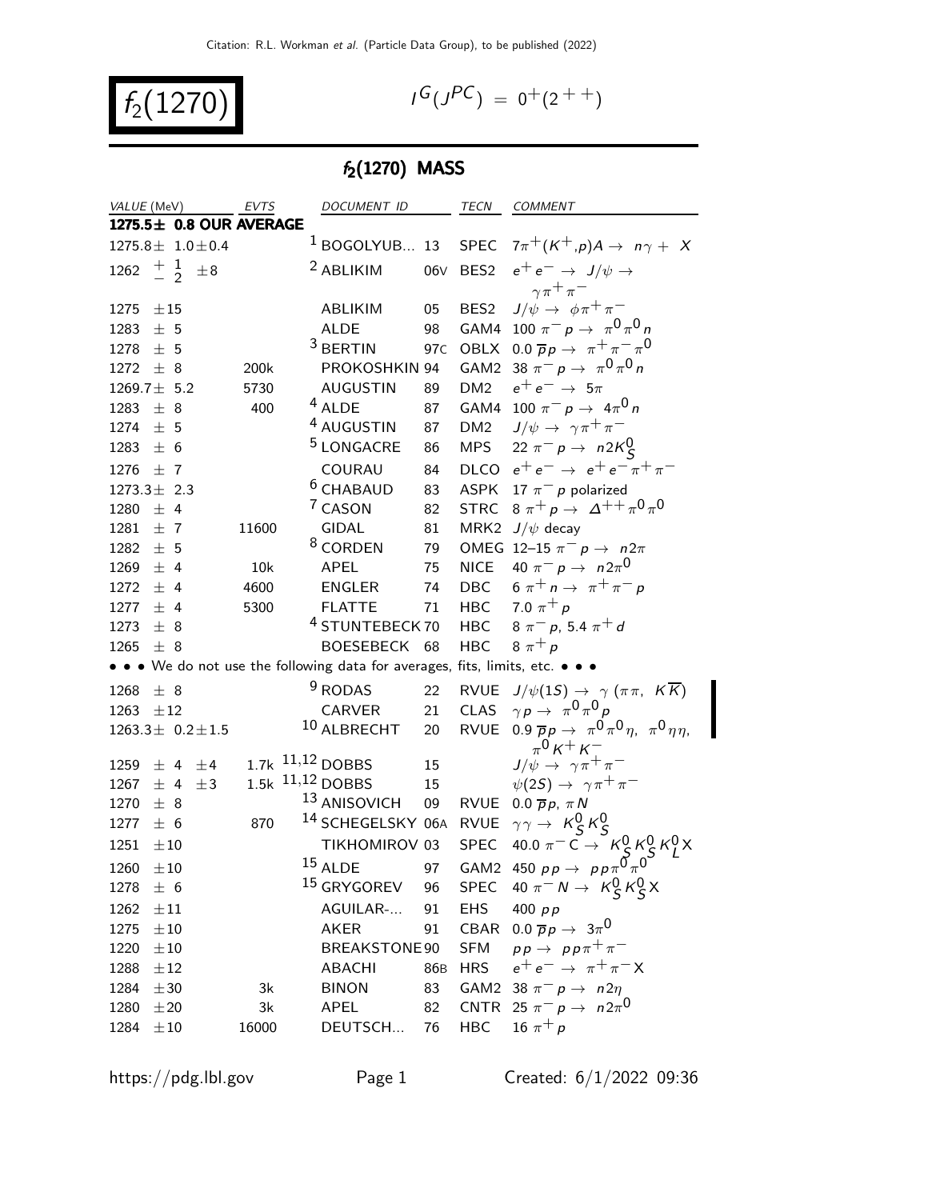# $f_2(1270)$

$I^G(J^{PC}) = 0^+(2^{++})$

## $f_2(1270)$ MASS

| VALUE (MeV) | EVTS | DOCUMENT ID | | TECN | COMMENT |
|---|---|---|---|---|---|
| **1275.5± 0.8 OUR AVERAGE** | | | | | |
| $1275.8 \pm 1.0 \pm 0.4$ | | [1] BOGOLYUB... | 13 | SPEC | $7\pi^+(K^+,p)A \rightarrow n\gamma + X$ |
| $1262 \ ^{+1}_{-2} \ \pm 8$ | | [2] ABLIKIM | 06V | BES2 | $e^+e^- \rightarrow J/\psi \rightarrow \gamma\pi^+\pi^-$ |
| $1275 \pm 15$ | | ABLIKIM | 05 | BES2 | $J/\psi \rightarrow \phi\pi^+\pi^-$ |
| $1283 \pm 5$ | | ALDE | 98 | GAM4 | $100\ \pi^- p \rightarrow \pi^0\pi^0 n$ |
| $1278 \pm 5$ | | [3] BERTIN | 97C | OBLX | $0.0\ \overline{p}p \rightarrow \pi^+\pi^-\pi^0$ |
| $1272 \pm 8$ | 200k | PROKOSHKIN | 94 | GAM2 | $38\ \pi^- p \rightarrow \pi^0\pi^0 n$ |
| $1269.7 \pm 5.2$ | 5730 | AUGUSTIN | 89 | DM2 | $e^+e^- \rightarrow 5\pi$ |
| $1283 \pm 8$ | 400 | [4] ALDE | 87 | GAM4 | $100\ \pi^- p \rightarrow 4\pi^0 n$ |
| $1274 \pm 5$ | | [4] AUGUSTIN | 87 | DM2 | $J/\psi \rightarrow \gamma\pi^+\pi^-$ |
| $1283 \pm 6$ | | [5] LONGACRE | 86 | MPS | $22\ \pi^- p \rightarrow n2K^0_S$ |
| $1276 \pm 7$ | | COURAU | 84 | DLCO | $e^+e^- \rightarrow e^+e^-\pi^+\pi^-$ |
| $1273.3 \pm 2.3$ | | [6] CHABAUD | 83 | ASPK | $17\ \pi^- p$ polarized |
| $1280 \pm 4$ | | [7] CASON | 82 | STRC | $8\ \pi^+ p \rightarrow \Delta^{++}\pi^0\pi^0$ |
| $1281 \pm 7$ | 11600 | GIDAL | 81 | MRK2 | $J/\psi$ decay |
| $1282 \pm 5$ | | [8] CORDEN | 79 | OMEG | 12–15 $\pi^- p \rightarrow n2\pi$ |
| $1269 \pm 4$ | 10k | APEL | 75 | NICE | $40\ \pi^- p \rightarrow n2\pi^0$ |
| $1272 \pm 4$ | 4600 | ENGLER | 74 | DBC | $6\ \pi^+ n \rightarrow \pi^+\pi^- p$ |
| $1277 \pm 4$ | 5300 | FLATTE | 71 | HBC | $7.0\ \pi^+ p$ |
| $1273 \pm 8$ | | [4] STUNTEBECK | 70 | HBC | $8\ \pi^- p$, $5.4\ \pi^+ d$ |
| $1265 \pm 8$ | | BOESEBECK | 68 | HBC | $8\ \pi^+ p$ |
| • • • We do not use the following data for averages, fits, limits, etc. • • • | | | | | |
| $1268 \pm 8$ | | [9] RODAS | 22 | RVUE | $J/\psi(1S) \rightarrow \gamma(\pi\pi,\ K\overline{K})$ |
| $1263 \pm 12$ | | CARVER | 21 | CLAS | $\gamma p \rightarrow \pi^0\pi^0 p$ |
| $1263.3 \pm 0.2 \pm 1.5$ | | [10] ALBRECHT | 20 | RVUE | $0.9\ \overline{p}p \rightarrow \pi^0\pi^0\eta,\ \pi^0\eta\eta,\ \pi^0 K^+K^-$ |
| $1259 \pm 4 \pm 4$ | 1.7k | [11,12] DOBBS | 15 | | $J/\psi \rightarrow \gamma\pi^+\pi^-$ |
| $1267 \pm 4 \pm 3$ | 1.5k | [11,12] DOBBS | 15 | | $\psi(2S) \rightarrow \gamma\pi^+\pi^-$ |
| $1270 \pm 8$ | | [13] ANISOVICH | 09 | RVUE | $0.0\ \overline{p}p,\ \pi N$ |
| $1277 \pm 6$ | 870 | [14] SCHEGELSKY | 06A | RVUE | $\gamma\gamma \rightarrow K^0_S K^0_S$ |
| $1251 \pm 10$ | | TIKHOMIROV | 03 | SPEC | $40.0\ \pi^- C \rightarrow K^0_S K^0_S K^0_L X$ |
| $1260 \pm 10$ | | [15] ALDE | 97 | GAM2 | $450\ pp \rightarrow pp\pi^0\pi^0$ |
| $1278 \pm 6$ | | [15] GRYGOREV | 96 | SPEC | $40\ \pi^- N \rightarrow K^0_S K^0_S X$ |
| $1262 \pm 11$ | | AGUILAR-... | 91 | EHS | $400\ pp$ |
| $1275 \pm 10$ | | AKER | 91 | CBAR | $0.0\ \overline{p}p \rightarrow 3\pi^0$ |
| $1220 \pm 10$ | | BREAKSTONE | 90 | SFM | $pp \rightarrow pp\pi^+\pi^-$ |
| $1288 \pm 12$ | | ABACHI | 86B | HRS | $e^+e^- \rightarrow \pi^+\pi^- X$ |
| $1284 \pm 30$ | 3k | BINON | 83 | GAM2 | $38\ \pi^- p \rightarrow n2\eta$ |
| $1280 \pm 20$ | 3k | APEL | 82 | CNTR | $25\ \pi^- p \rightarrow n2\pi^0$ |
| $1284 \pm 10$ | 16000 | DEUTSCH... | 76 | HBC | $16\ \pi^+ p$ |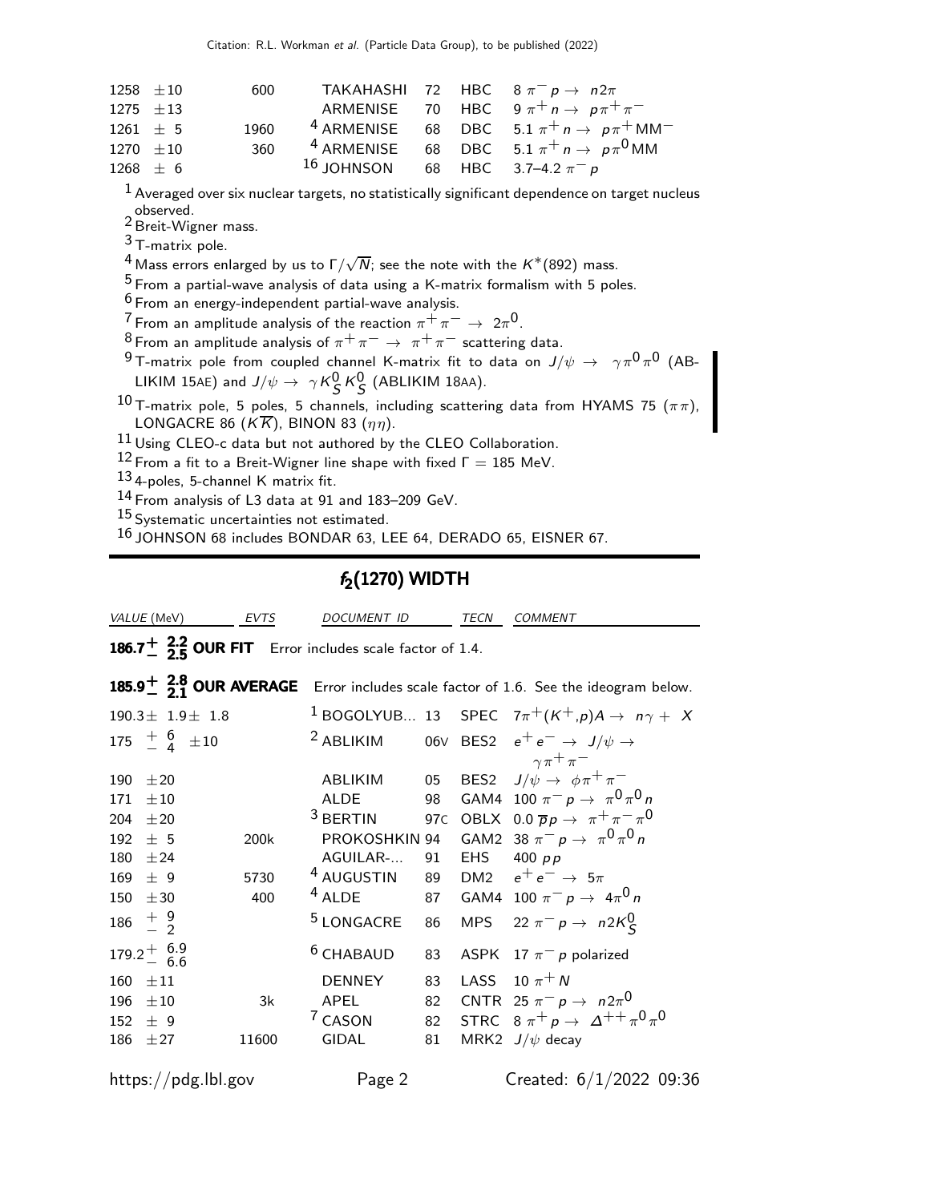| VALUE (MeV) | EVTS | DOCUMENT ID | | TECN | COMMENT |
|---|---|---|---|---|---|
| 1258 ±10 | 600 | TAKAHASHI | 72 | HBC | 8 $\pi^- p \rightarrow n 2\pi$ |
| 1275 ±13 | | ARMENISE | 70 | HBC | 9 $\pi^+ n \rightarrow p\pi^+\pi^-$ |
| 1261 ± 5 | 1960 | [4] ARMENISE | 68 | DBC | 5.1 $\pi^+ n \rightarrow p\pi^+ MM^-$ |
| 1270 ±10 | 360 | [4] ARMENISE | 68 | DBC | 5.1 $\pi^+ n \rightarrow p\pi^0 MM$ |
| 1268 ± 6 | | [16] JOHNSON | 68 | HBC | 3.7–4.2 $\pi^- p$ |

[1] Averaged over six nuclear targets, no statistically significant dependence on target nucleus observed.
[2] Breit-Wigner mass.
[3] T-matrix pole.
[4] Mass errors enlarged by us to $\Gamma/\sqrt{N}$; see the note with the $K^*(892)$ mass.
[5] From a partial-wave analysis of data using a K-matrix formalism with 5 poles.
[6] From an energy-independent partial-wave analysis.
[7] From an amplitude analysis of the reaction $\pi^+\pi^- \rightarrow 2\pi^0$.
[8] From an amplitude analysis of $\pi^+\pi^- \rightarrow \pi^+\pi^-$ scattering data.
[9] T-matrix pole from coupled channel K-matrix fit to data on $J/\psi \rightarrow \gamma\pi^0\pi^0$ (ABLIKIM 15AE) and $J/\psi \rightarrow \gamma K^0_S K^0_S$ (ABLIKIM 18AA).
[10] T-matrix pole, 5 poles, 5 channels, including scattering data from HYAMS 75 ($\pi\pi$), LONGACRE 86 ($K\overline{K}$), BINON 83 ($\eta\eta$).
[11] Using CLEO-c data but not authored by the CLEO Collaboration.
[12] From a fit to a Breit-Wigner line shape with fixed $\Gamma = 185$ MeV.
[13] 4-poles, 5-channel K matrix fit.
[14] From analysis of L3 data at 91 and 183–209 GeV.
[15] Systematic uncertainties not estimated.
[16] JOHNSON 68 includes BONDAR 63, LEE 64, DERADO 65, EISNER 67.

## $f_2(1270)$ WIDTH

| VALUE (MeV) | EVTS | DOCUMENT ID | | TECN | COMMENT |
|---|---|---|---|---|---|
| **$186.7^{+2.2}_{-2.5}$ OUR FIT** | | Error includes scale factor of 1.4. | | | |
| **$185.9^{+2.8}_{-2.1}$ OUR AVERAGE** | | Error includes scale factor of 1.6. See the ideogram below. | | | |
| 190.3± 1.9± 1.8 | | [1] BOGOLYUB... | 13 | SPEC | $7\pi^+(K^+,p)A \rightarrow n\gamma + X$ |
| $175\ ^{+6}_{-4}\ \pm10$ | | [2] ABLIKIM | 06V | BES2 | $e^+e^- \rightarrow J/\psi \rightarrow \gamma\pi^+\pi^-$ |
| 190 ±20 | | ABLIKIM | 05 | BES2 | $J/\psi \rightarrow \phi\pi^+\pi^-$ |
| 171 ±10 | | ALDE | 98 | GAM4 | 100 $\pi^- p \rightarrow \pi^0\pi^0 n$ |
| 204 ±20 | | [3] BERTIN | 97C | OBLX | 0.0 $\overline{p}p \rightarrow \pi^+\pi^-\pi^0$ |
| 192 ± 5 | 200k | PROKOSHKIN | 94 | GAM2 | 38 $\pi^- p \rightarrow \pi^0\pi^0 n$ |
| 180 ±24 | | AGUILAR-... | 91 | EHS | 400 $pp$ |
| 169 ± 9 | 5730 | [4] AUGUSTIN | 89 | DM2 | $e^+e^- \rightarrow 5\pi$ |
| 150 ±30 | 400 | [4] ALDE | 87 | GAM4 | 100 $\pi^- p \rightarrow 4\pi^0 n$ |
| $186\ ^{+9}_{-2}$ | | [5] LONGACRE | 86 | MPS | 22 $\pi^- p \rightarrow n 2K^0_S$ |
| $179.2^{+6.9}_{-6.6}$ | | [6] CHABAUD | 83 | ASPK | 17 $\pi^- p$ polarized |
| 160 ±11 | | DENNEY | 83 | LASS | 10 $\pi^+ N$ |
| 196 ±10 | 3k | APEL | 82 | CNTR | 25 $\pi^- p \rightarrow n 2\pi^0$ |
| 152 ± 9 | | [7] CASON | 82 | STRC | 8 $\pi^+ p \rightarrow \Delta^{++}\pi^0\pi^0$ |
| 186 ±27 | 11600 | GIDAL | 81 | MRK2 | $J/\psi$ decay |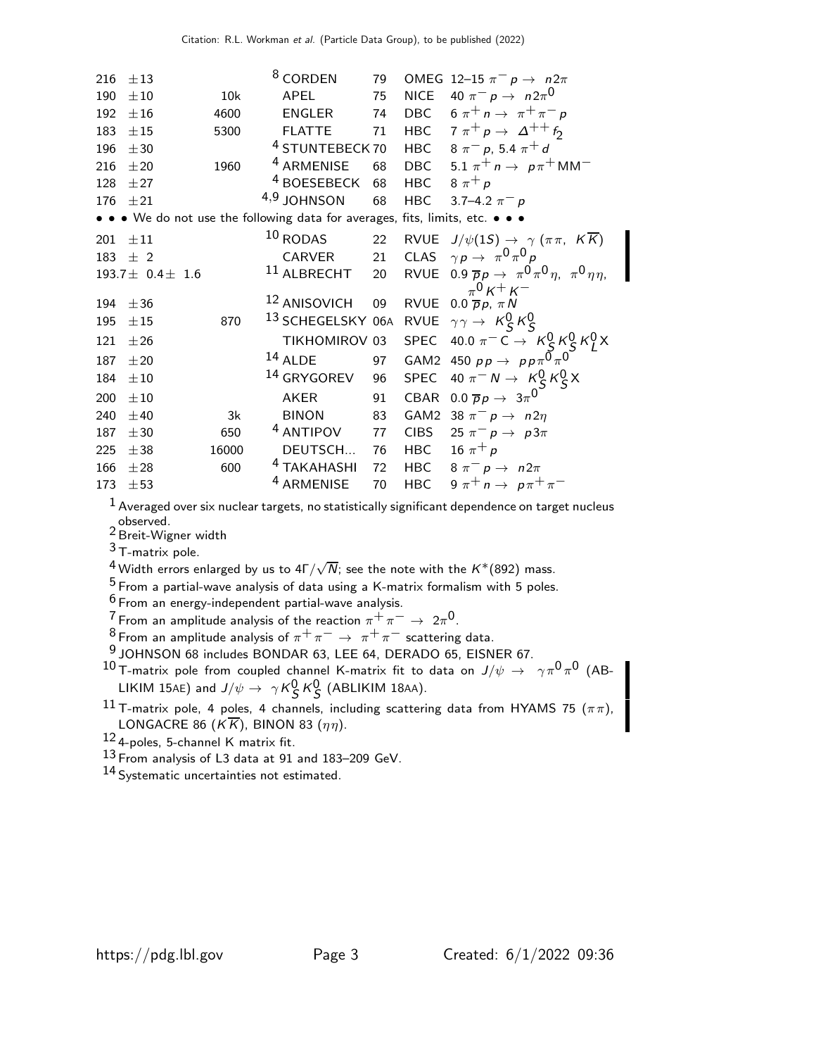| VALUE | EVTS | DOCUMENT ID | | TECN | COMMENT |
|---|---|---|---|---|---|
| 216 ±13 | | [8] CORDEN | 79 | OMEG | 12–15 $\pi^- p \to n 2\pi$ |
| 190 ±10 | 10k | APEL | 75 | NICE | 40 $\pi^- p \to n 2\pi^0$ |
| 192 ±16 | 4600 | ENGLER | 74 | DBC | 6 $\pi^+ n \to \pi^+ \pi^- p$ |
| 183 ±15 | 5300 | FLATTE | 71 | HBC | 7 $\pi^+ p \to \Delta^{++} f_2$ |
| 196 ±30 | | [4] STUNTEBECK | 70 | HBC | 8 $\pi^- p$, 5.4 $\pi^+ d$ |
| 216 ±20 | 1960 | [4] ARMENISE | 68 | DBC | 5.1 $\pi^+ n \to p \pi^+ MM^-$ |
| 128 ±27 | | [4] BOESEBECK | 68 | HBC | 8 $\pi^+ p$ |
| 176 ±21 | | [4,9] JOHNSON | 68 | HBC | 3.7–4.2 $\pi^- p$ |
| • • • We do not use the following data for averages, fits, limits, etc. • • • | | | | | |
| 201 ±11 | | [10] RODAS | 22 | RVUE | $J/\psi(1S) \to \gamma (\pi\pi,\ K\overline{K})$ |
| 183 ± 2 | | CARVER | 21 | CLAS | $\gamma p \to \pi^0 \pi^0 p$ |
| 193.7± 0.4± 1.6 | | [11] ALBRECHT | 20 | RVUE | 0.9 $\overline{p} p \to \pi^0 \pi^0 \eta,\ \pi^0 \eta \eta,\ \pi^0 K^+ K^-$ |
| 194 ±36 | | [12] ANISOVICH | 09 | RVUE | 0.0 $\overline{p} p$, $\pi N$ |
| 195 ±15 | 870 | [13] SCHEGELSKY | 06A | RVUE | $\gamma\gamma \to K^0_S K^0_S$ |
| 121 ±26 | | TIKHOMIROV | 03 | SPEC | 40.0 $\pi^- C \to K^0_S K^0_S K^0_L X$ |
| 187 ±20 | | [14] ALDE | 97 | GAM2 | 450 $p p \to p p \pi^0 \pi^0$ |
| 184 ±10 | | [14] GRYGOREV | 96 | SPEC | 40 $\pi^- N \to K^0_S K^0_S X$ |
| 200 ±10 | | AKER | 91 | CBAR | 0.0 $\overline{p} p \to 3\pi^0$ |
| 240 ±40 | 3k | BINON | 83 | GAM2 | 38 $\pi^- p \to n 2\eta$ |
| 187 ±30 | 650 | [4] ANTIPOV | 77 | CIBS | 25 $\pi^- p \to p 3\pi$ |
| 225 ±38 | 16000 | DEUTSCH... | 76 | HBC | 16 $\pi^+ p$ |
| 166 ±28 | 600 | [4] TAKAHASHI | 72 | HBC | 8 $\pi^- p \to n 2\pi$ |
| 173 ±53 | | [4] ARMENISE | 70 | HBC | 9 $\pi^+ n \to p \pi^+ \pi^-$ |

[1] Averaged over six nuclear targets, no statistically significant dependence on target nucleus observed.
[2] Breit-Wigner width
[3] T-matrix pole.
[4] Width errors enlarged by us to $4\Gamma/\sqrt{N}$; see the note with the $K^*(892)$ mass.
[5] From a partial-wave analysis of data using a K-matrix formalism with 5 poles.
[6] From an energy-independent partial-wave analysis.
[7] From an amplitude analysis of the reaction $\pi^+ \pi^- \to 2\pi^0$.
[8] From an amplitude analysis of $\pi^+ \pi^- \to \pi^+ \pi^-$ scattering data.
[9] JOHNSON 68 includes BONDAR 63, LEE 64, DERADO 65, EISNER 67.
[10] T-matrix pole from coupled channel K-matrix fit to data on $J/\psi \to \gamma \pi^0 \pi^0$ (ABLIKIM 15AE) and $J/\psi \to \gamma K^0_S K^0_S$ (ABLIKIM 18AA).
[11] T-matrix pole, 4 poles, 4 channels, including scattering data from HYAMS 75 ($\pi\pi$), LONGACRE 86 ($K\overline{K}$), BINON 83 ($\eta\eta$).
[12] 4-poles, 5-channel K matrix fit.
[13] From analysis of L3 data at 91 and 183–209 GeV.
[14] Systematic uncertainties not estimated.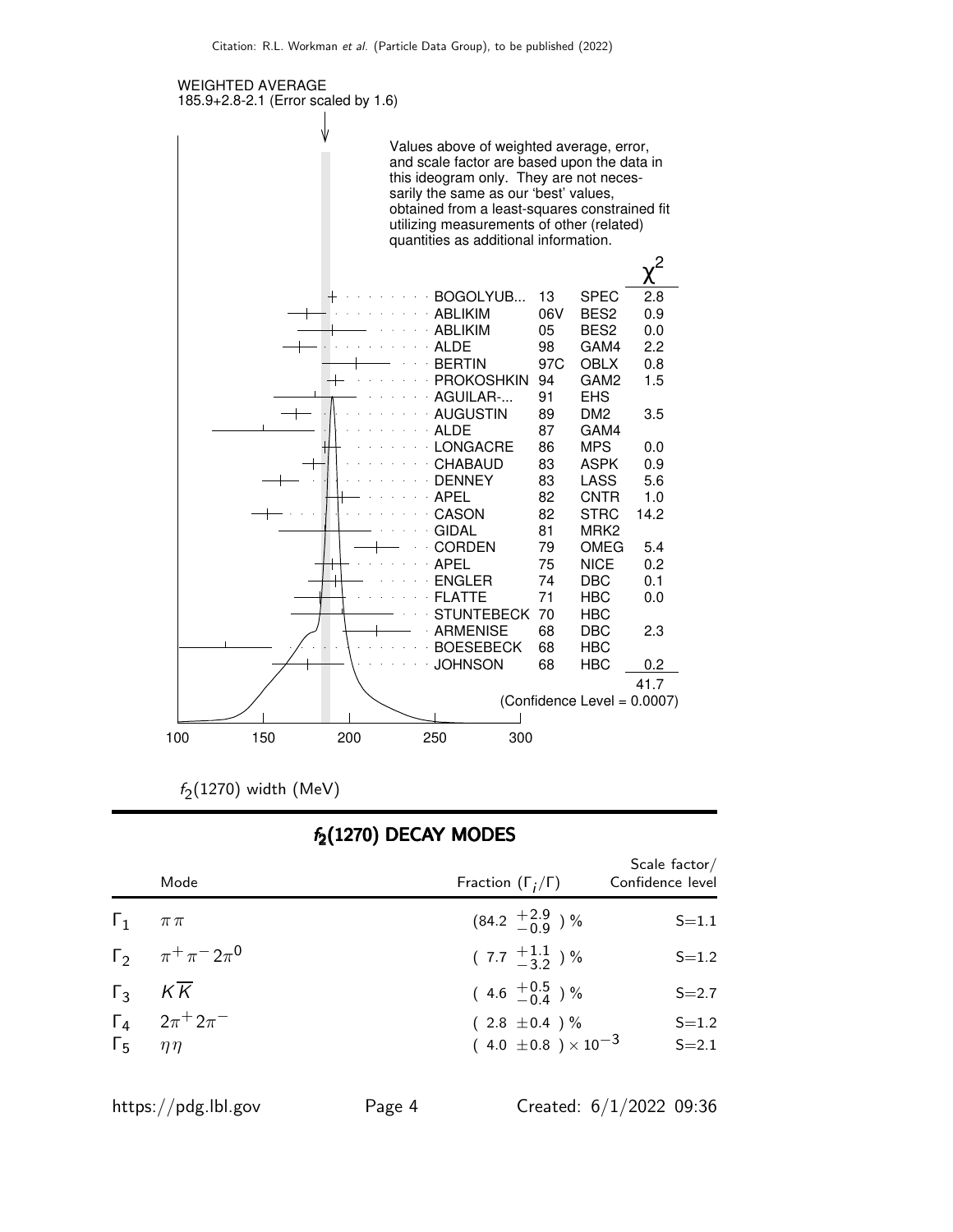WEIGHTED AVERAGE
185.9+2.8-2.1 (Error scaled by 1.6)

Values above of weighted average, error, and scale factor are based upon the data in this ideogram only. They are not necessarily the same as our 'best' values, obtained from a least-squares constrained fit utilizing measurements of other (related) quantities as additional information.

| | | | $\chi^2$ |
|---|---|---|---|
| BOGOLYUB... | 13 | SPEC | 2.8 |
| ABLIKIM | 06V | BES2 | 0.9 |
| ABLIKIM | 05 | BES2 | 0.0 |
| ALDE | 98 | GAM4 | 2.2 |
| BERTIN | 97C | OBLX | 0.8 |
| PROKOSHKIN | 94 | GAM2 | 1.5 |
| AGUILAR-... | 91 | EHS | |
| AUGUSTIN | 89 | DM2 | 3.5 |
| ALDE | 87 | GAM4 | |
| LONGACRE | 86 | MPS | 0.0 |
| CHABAUD | 83 | ASPK | 0.9 |
| DENNEY | 83 | LASS | 5.6 |
| APEL | 82 | CNTR | 1.0 |
| CASON | 82 | STRC | 14.2 |
| GIDAL | 81 | MRK2 | |
| CORDEN | 79 | OMEG | 5.4 |
| APEL | 75 | NICE | 0.2 |
| ENGLER | 74 | DBC | 0.1 |
| FLATTE | 71 | HBC | 0.0 |
| STUNTEBECK | 70 | HBC | |
| ARMENISE | 68 | DBC | 2.3 |
| BOESEBECK | 68 | HBC | |
| JOHNSON | 68 | HBC | 0.2 |
| | | | 41.7 |

(Confidence Level = 0.0007)

100 150 200 250 300

$f_2(1270)$ width (MeV)

## $f_2(1270)$ DECAY MODES

| | Mode | Fraction ($\Gamma_i/\Gamma$) | Scale factor/ Confidence level |
|---|---|---|---|
| $\Gamma_1$ | $\pi\pi$ | $(84.2\ ^{+2.9}_{-0.9})$ % | S=1.1 |
| $\Gamma_2$ | $\pi^+\pi^-2\pi^0$ | $(\ 7.7\ ^{+1.1}_{-3.2})$ % | S=1.2 |
| $\Gamma_3$ | $K\overline{K}$ | $(\ 4.6\ ^{+0.5}_{-0.4})$ % | S=2.7 |
| $\Gamma_4$ | $2\pi^+2\pi^-$ | $(\ 2.8\ \pm0.4\ )$ % | S=1.2 |
| $\Gamma_5$ | $\eta\eta$ | $(\ 4.0\ \pm0.8\ ) \times 10^{-3}$ | S=2.1 |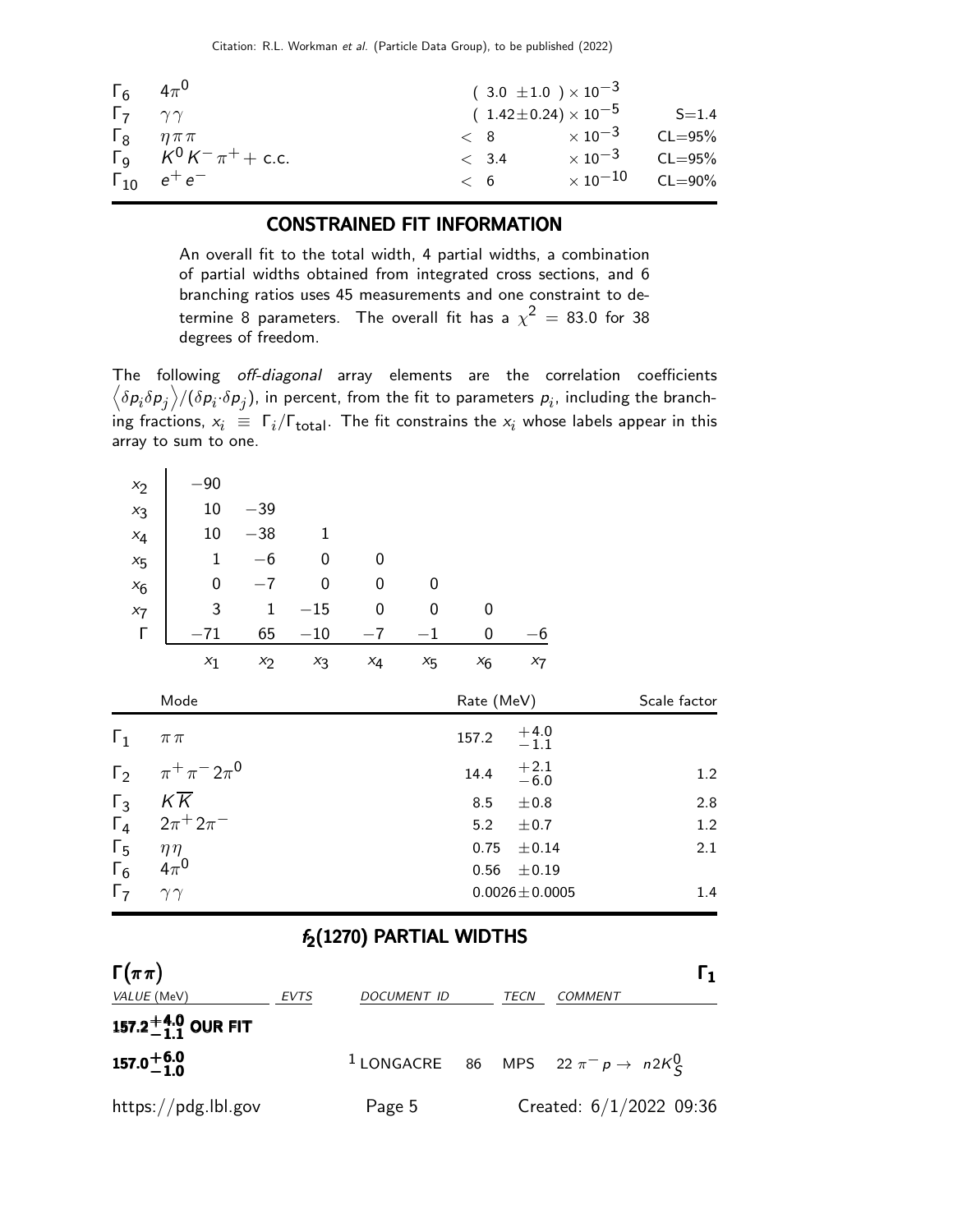| | Mode | Fraction | Scale / CL |
|---|---|---|---|
| $\Gamma_6$ | $4\pi^0$ | $(3.0 \pm 1.0) \times 10^{-3}$ | |
| $\Gamma_7$ | $\gamma\gamma$ | $(1.42 \pm 0.24) \times 10^{-5}$ | S=1.4 |
| $\Gamma_8$ | $\eta\pi\pi$ | $< 8 \times 10^{-3}$ | CL=95% |
| $\Gamma_9$ | $K^0 K^- \pi^+ +$ c.c. | $< 3.4 \times 10^{-3}$ | CL=95% |
| $\Gamma_{10}$ | $e^+ e^-$ | $< 6 \times 10^{-10}$ | CL=90% |

## CONSTRAINED FIT INFORMATION

An overall fit to the total width, 4 partial widths, a combination of partial widths obtained from integrated cross sections, and 6 branching ratios uses 45 measurements and one constraint to determine 8 parameters. The overall fit has a $\chi^2 = 83.0$ for 38 degrees of freedom.

The following *off-diagonal* array elements are the correlation coefficients $\left\langle \delta p_i \delta p_j \right\rangle / (\delta p_i \cdot \delta p_j)$, in percent, from the fit to parameters $p_i$, including the branching fractions, $x_i \equiv \Gamma_i / \Gamma_{\text{total}}$. The fit constrains the $x_i$ whose labels appear in this array to sum to one.

| | $x_1$ | $x_2$ | $x_3$ | $x_4$ | $x_5$ | $x_6$ | $x_7$ |
|---|---|---|---|---|---|---|---|
| $x_2$ | −90 | | | | | | |
| $x_3$ | 10 | −39 | | | | | |
| $x_4$ | 10 | −38 | 1 | | | | |
| $x_5$ | 1 | −6 | 0 | 0 | | | |
| $x_6$ | 0 | −7 | 0 | 0 | 0 | | |
| $x_7$ | 3 | 1 | −15 | 0 | 0 | 0 | |
| $\Gamma$ | −71 | 65 | −10 | −7 | −1 | 0 | −6 |

| | Mode | Rate (MeV) | Scale factor |
|---|---|---|---|
| $\Gamma_1$ | $\pi\pi$ | $157.2 \ ^{+4.0}_{-1.1}$ | |
| $\Gamma_2$ | $\pi^+\pi^- 2\pi^0$ | $14.4 \ ^{+2.1}_{-6.0}$ | 1.2 |
| $\Gamma_3$ | $K\overline{K}$ | $8.5 \pm 0.8$ | 2.8 |
| $\Gamma_4$ | $2\pi^+ 2\pi^-$ | $5.2 \pm 0.7$ | 1.2 |
| $\Gamma_5$ | $\eta\eta$ | $0.75 \pm 0.14$ | 2.1 |
| $\Gamma_6$ | $4\pi^0$ | $0.56 \pm 0.19$ | |
| $\Gamma_7$ | $\gamma\gamma$ | $0.0026 \pm 0.0005$ | 1.4 |

## $f_2(1270)$ PARTIAL WIDTHS

### $\Gamma(\pi\pi)$ — $\Gamma_1$

| VALUE (MeV) | EVTS | DOCUMENT ID | | TECN | COMMENT |
|---|---|---|---|---|---|
| **$157.2^{+4.0}_{-1.1}$ OUR FIT** | | | | | |
| **$157.0^{+6.0}_{-1.0}$** | | [1] LONGACRE | 86 | MPS | $22 \ \pi^- p \to n 2K^0_S$ |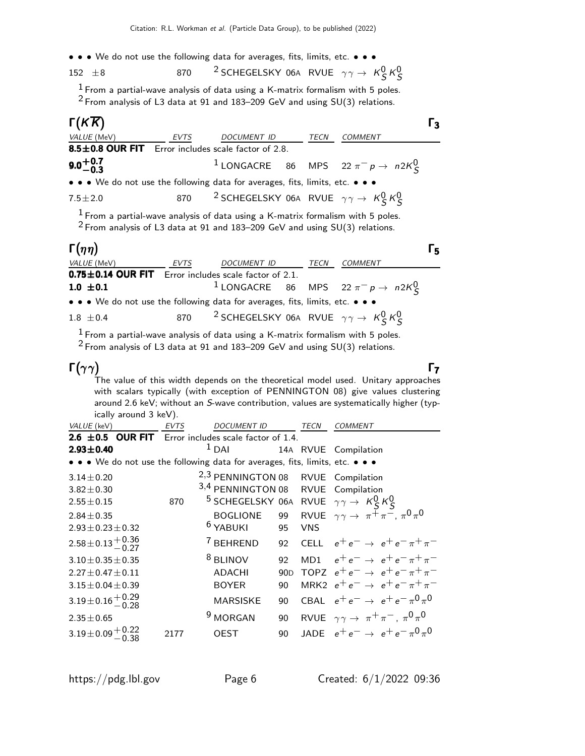• • • We do not use the following data for averages, fits, limits, etc. • • •

| | | | | |
|---|---|---|---|---|
| 152 ±8 | 870 | [2] SCHEGELSKY 06A | RVUE | $\gamma\gamma \to K^0_S K^0_S$ |

[1] From a partial-wave analysis of data using a K-matrix formalism with 5 poles.
[2] From analysis of L3 data at 91 and 183–209 GeV and using SU(3) relations.

## $\Gamma(K\overline{K})$ $\Gamma_3$

| VALUE (MeV) | EVTS | DOCUMENT ID | | TECN | COMMENT |
|---|---|---|---|---|---|
| **8.5±0.8 OUR FIT** Error includes scale factor of 2.8. | | | | | |
| $\mathbf{9.0^{+0.7}_{-0.3}}$ | | [1] LONGACRE | 86 | MPS | $22\ \pi^- p \to n 2K^0_S$ |
| • • • We do not use the following data for averages, fits, limits, etc. • • • | | | | | |
| 7.5±2.0 | 870 | [2] SCHEGELSKY | 06A | RVUE | $\gamma\gamma \to K^0_S K^0_S$ |

[1] From a partial-wave analysis of data using a K-matrix formalism with 5 poles.
[2] From analysis of L3 data at 91 and 183–209 GeV and using SU(3) relations.

## $\Gamma(\eta\eta)$ $\Gamma_5$

| VALUE (MeV) | EVTS | DOCUMENT ID | | TECN | COMMENT |
|---|---|---|---|---|---|
| **0.75±0.14 OUR FIT** Error includes scale factor of 2.1. | | | | | |
| **1.0 ±0.1** | | [1] LONGACRE | 86 | MPS | $22\ \pi^- p \to n 2K^0_S$ |
| • • • We do not use the following data for averages, fits, limits, etc. • • • | | | | | |
| 1.8 ±0.4 | 870 | [2] SCHEGELSKY | 06A | RVUE | $\gamma\gamma \to K^0_S K^0_S$ |

[1] From a partial-wave analysis of data using a K-matrix formalism with 5 poles.
[2] From analysis of L3 data at 91 and 183–209 GeV and using SU(3) relations.

## $\Gamma(\gamma\gamma)$ $\Gamma_7$

The value of this width depends on the theoretical model used. Unitary approaches with scalars typically (with exception of PENNINGTON 08) give values clustering around 2.6 keV; without an *S*-wave contribution, values are systematically higher (typically around 3 keV).

| VALUE (keV) | EVTS | DOCUMENT ID | | TECN | COMMENT |
|---|---|---|---|---|---|
| **2.6 ±0.5 OUR FIT** Error includes scale factor of 1.4. | | | | | |
| **2.93±0.40** | | [1] DAI | 14A | RVUE | Compilation |
| • • • We do not use the following data for averages, fits, limits, etc. • • • | | | | | |
| 3.14±0.20 | | [2,3] PENNINGTON | 08 | RVUE | Compilation |
| 3.82±0.30 | | [3,4] PENNINGTON | 08 | RVUE | Compilation |
| 2.55±0.15 | 870 | [5] SCHEGELSKY | 06A | RVUE | $\gamma\gamma \to K^0_S K^0_S$ |
| 2.84±0.35 | | BOGLIONE | 99 | RVUE | $\gamma\gamma \to \pi^+\pi^-$, $\pi^0\pi^0$ |
| 2.93±0.23±0.32 | | [6] YABUKI | 95 | VNS | |
| $2.58\pm0.13^{+0.36}_{-0.27}$ | | [7] BEHREND | 92 | CELL | $e^+e^- \to e^+e^-\pi^+\pi^-$ |
| 3.10±0.35±0.35 | | [8] BLINOV | 92 | MD1 | $e^+e^- \to e^+e^-\pi^+\pi^-$ |
| 2.27±0.47±0.11 | | ADACHI | 90D | TOPZ | $e^+e^- \to e^+e^-\pi^+\pi^-$ |
| 3.15±0.04±0.39 | | BOYER | 90 | MRK2 | $e^+e^- \to e^+e^-\pi^+\pi^-$ |
| $3.19\pm0.16^{+0.29}_{-0.28}$ | | MARSISKE | 90 | CBAL | $e^+e^- \to e^+e^-\pi^0\pi^0$ |
| 2.35±0.65 | | [9] MORGAN | 90 | RVUE | $\gamma\gamma \to \pi^+\pi^-$, $\pi^0\pi^0$ |
| $3.19\pm0.09^{+0.22}_{-0.38}$ | 2177 | OEST | 90 | JADE | $e^+e^- \to e^+e^-\pi^0\pi^0$ |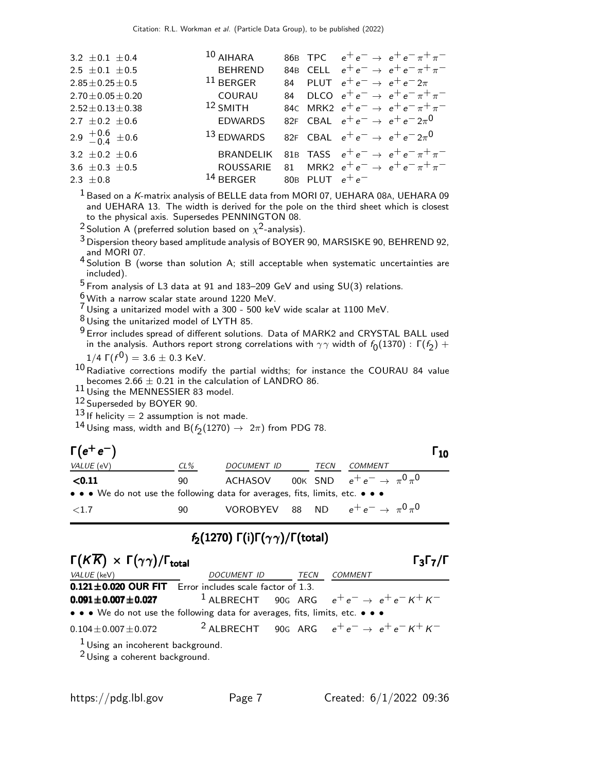| | | | | |
|---|---|---|---|---|
| $3.2 \pm 0.1 \pm 0.4$ | [10] AIHARA | 86B | TPC | $e^+e^- \to e^+e^-\pi^+\pi^-$ |
| $2.5 \pm 0.1 \pm 0.5$ | BEHREND | 84B | CELL | $e^+e^- \to e^+e^-\pi^+\pi^-$ |
| $2.85 \pm 0.25 \pm 0.5$ | [11] BERGER | 84 | PLUT | $e^+e^- \to e^+e^-2\pi$ |
| $2.70 \pm 0.05 \pm 0.20$ | COURAU | 84 | DLCO | $e^+e^- \to e^+e^-\pi^+\pi^-$ |
| $2.52 \pm 0.13 \pm 0.38$ | [12] SMITH | 84C | MRK2 | $e^+e^- \to e^+e^-\pi^+\pi^-$ |
| $2.7 \pm 0.2 \pm 0.6$ | EDWARDS | 82F | CBAL | $e^+e^- \to e^+e^-2\pi^0$ |
| $2.9\ ^{+0.6}_{-0.4} \pm 0.6$ | [13] EDWARDS | 82F | CBAL | $e^+e^- \to e^+e^-2\pi^0$ |
| $3.2 \pm 0.2 \pm 0.6$ | BRANDELIK | 81B | TASS | $e^+e^- \to e^+e^-\pi^+\pi^-$ |
| $3.6 \pm 0.3 \pm 0.5$ | ROUSSARIE | 81 | MRK2 | $e^+e^- \to e^+e^-\pi^+\pi^-$ |
| $2.3 \pm 0.8$ | [14] BERGER | 80B | PLUT | $e^+e^-$ |

[1] Based on a K-matrix analysis of BELLE data from MORI 07, UEHARA 08A, UEHARA 09 and UEHARA 13. The width is derived for the pole on the third sheet which is closest to the physical axis. Supersedes PENNINGTON 08.

[2] Solution A (preferred solution based on $\chi^2$-analysis).

[3] Dispersion theory based amplitude analysis of BOYER 90, MARSISKE 90, BEHREND 92, and MORI 07.

[4] Solution B (worse than solution A; still acceptable when systematic uncertainties are included).

[5] From analysis of L3 data at 91 and 183–209 GeV and using SU(3) relations.

[6] With a narrow scalar state around 1220 MeV.

[7] Using a unitarized model with a 300 - 500 keV wide scalar at 1100 MeV.

[8] Using the unitarized model of LYTH 85.

[9] Error includes spread of different solutions. Data of MARK2 and CRYSTAL BALL used in the analysis. Authors report strong correlations with $\gamma\gamma$ width of $f_0(1370)$ : $\Gamma(f_2) + 1/4\ \Gamma(f^0) = 3.6 \pm 0.3$ KeV.

[10] Radiative corrections modify the partial widths; for instance the COURAU 84 value becomes $2.66 \pm 0.21$ in the calculation of LANDRO 86.

[11] Using the MENNESSIER 83 model.

[12] Superseded by BOYER 90.

[13] If helicity = 2 assumption is not made.

[14] Using mass, width and $B(f_2(1270) \to 2\pi)$ from PDG 78.

## $\Gamma(e^+e^-)$ — $\Gamma_{10}$

| VALUE (eV) | CL% | DOCUMENT ID | | TECN | COMMENT |
|---|---|---|---|---|---|
| **<0.11** | 90 | ACHASOV | 00K | SND | $e^+e^- \to \pi^0\pi^0$ |
| • • • We do not use the following data for averages, fits, limits, etc. • • • | | | | | |
| <1.7 | 90 | VOROBYEV | 88 | ND | $e^+e^- \to \pi^0\pi^0$ |

# $f_2(1270)$ $\Gamma(i)\Gamma(\gamma\gamma)/\Gamma(\text{total})$

## $\Gamma(K\overline{K}) \times \Gamma(\gamma\gamma)/\Gamma_{\text{total}}$ — $\Gamma_3\Gamma_7/\Gamma$

| VALUE (keV) | DOCUMENT ID | | TECN | COMMENT |
|---|---|---|---|---|
| **0.121±0.020 OUR FIT** | Error includes scale factor of 1.3. | | | |
| **0.091±0.007±0.027** | [1] ALBRECHT | 90G | ARG | $e^+e^- \to e^+e^-K^+K^-$ |
| • • • We do not use the following data for averages, fits, limits, etc. • • • | | | | |
| $0.104 \pm 0.007 \pm 0.072$ | [2] ALBRECHT | 90G | ARG | $e^+e^- \to e^+e^-K^+K^-$ |

[1] Using an incoherent background.

[2] Using a coherent background.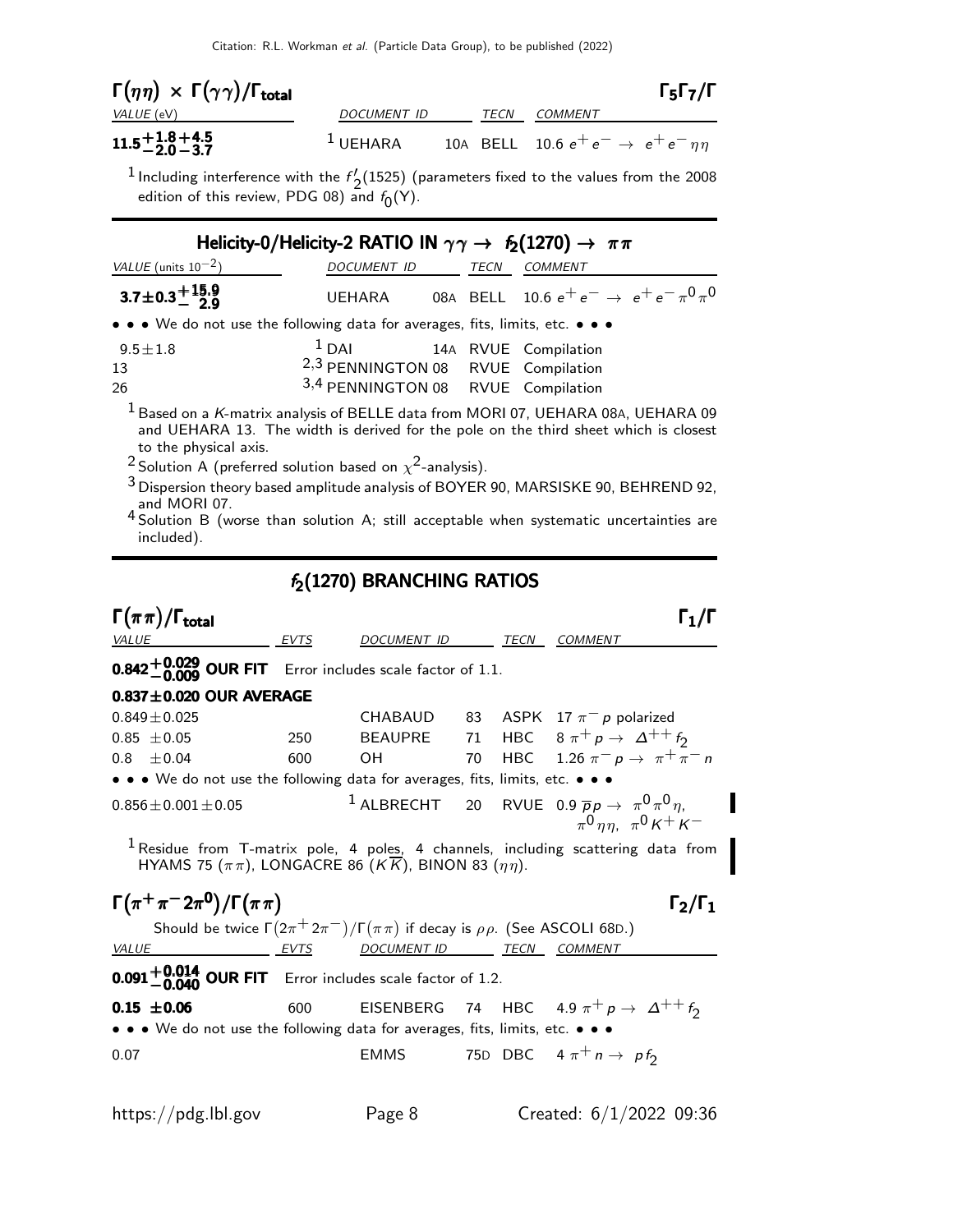### $\Gamma(\eta\eta) \times \Gamma(\gamma\gamma)/\Gamma_{total}$ $\qquad\Gamma_5\Gamma_7/\Gamma$

| VALUE (eV) | DOCUMENT ID | | TECN | COMMENT |
|---|---|---|---|---|
| $\mathbf{11.5^{+1.8+4.5}_{-2.0-3.7}}$ | [1] UEHARA | 10A | BELL | 10.6 $e^+e^- \rightarrow e^+e^-\eta\eta$ |

[1] Including interference with the $f_2'(1525)$ (parameters fixed to the values from the 2008 edition of this review, PDG 08) and $f_0(Y)$.

### Helicity-0/Helicity-2 RATIO IN $\gamma\gamma \rightarrow f_2(1270) \rightarrow \pi\pi$

| VALUE (units $10^{-2}$) | DOCUMENT ID | | TECN | COMMENT |
|---|---|---|---|---|
| $\mathbf{3.7\pm0.3^{+15.9}_{-\ 2.9}}$ | UEHARA | 08A | BELL | 10.6 $e^+e^- \rightarrow e^+e^-\pi^0\pi^0$ |
| • • • We do not use the following data for averages, fits, limits, etc. • • • | | | | |
| $9.5\pm1.8$ | [1] DAI | 14A | RVUE | Compilation |
| 13 | [2,3] PENNINGTON | 08 | RVUE | Compilation |
| 26 | [3,4] PENNINGTON | 08 | RVUE | Compilation |

[1] Based on a $K$-matrix analysis of BELLE data from MORI 07, UEHARA 08A, UEHARA 09 and UEHARA 13. The width is derived for the pole on the third sheet which is closest to the physical axis.

[2] Solution A (preferred solution based on $\chi^2$-analysis).

[3] Dispersion theory based amplitude analysis of BOYER 90, MARSISKE 90, BEHREND 92, and MORI 07.

[4] Solution B (worse than solution A; still acceptable when systematic uncertainties are included).

## $f_2(1270)$ BRANCHING RATIOS

### $\Gamma(\pi\pi)/\Gamma_{total}$ $\qquad\Gamma_1/\Gamma$

| VALUE | EVTS | DOCUMENT ID | | TECN | COMMENT |
|---|---|---|---|---|---|
| $\mathbf{0.842^{+0.029}_{-0.009}}$ **OUR FIT** Error includes scale factor of 1.1. | | | | | |
| **0.837±0.020 OUR AVERAGE** | | | | | |
| $0.849\pm0.025$ | | CHABAUD | 83 | ASPK | 17 $\pi^- p$ polarized |
| $0.85\ \pm0.05$ | 250 | BEAUPRE | 71 | HBC | 8 $\pi^+ p \rightarrow \Delta^{++} f_2$ |
| $0.8\ \ \pm0.04$ | 600 | OH | 70 | HBC | 1.26 $\pi^- p \rightarrow \pi^+\pi^- n$ |
| • • • We do not use the following data for averages, fits, limits, etc. • • • | | | | | |
| $0.856\pm0.001\pm0.05$ | | [1] ALBRECHT | 20 | RVUE | 0.9 $\overline{p}p \rightarrow \pi^0\pi^0\eta$, $\pi^0\eta\eta$, $\pi^0 K^+K^-$ |

[1] Residue from T-matrix pole, 4 poles, 4 channels, including scattering data from HYAMS 75 ($\pi\pi$), LONGACRE 86 ($K\overline{K}$), BINON 83 ($\eta\eta$).

### $\Gamma(\pi^+\pi^-2\pi^0)/\Gamma(\pi\pi)$ $\qquad\Gamma_2/\Gamma_1$

Should be twice $\Gamma(2\pi^+2\pi^-)/\Gamma(\pi\pi)$ if decay is $\rho\rho$. (See ASCOLI 68D.)

| VALUE | EVTS | DOCUMENT ID | | TECN | COMMENT |
|---|---|---|---|---|---|
| $\mathbf{0.091^{+0.014}_{-0.040}}$ **OUR FIT** Error includes scale factor of 1.2. | | | | | |
| $\mathbf{0.15\ \pm0.06}$ | 600 | EISENBERG | 74 | HBC | 4.9 $\pi^+ p \rightarrow \Delta^{++} f_2$ |
| • • • We do not use the following data for averages, fits, limits, etc. • • • | | | | | |
| 0.07 | | EMMS | 75D | DBC | 4 $\pi^+ n \rightarrow p f_2$ |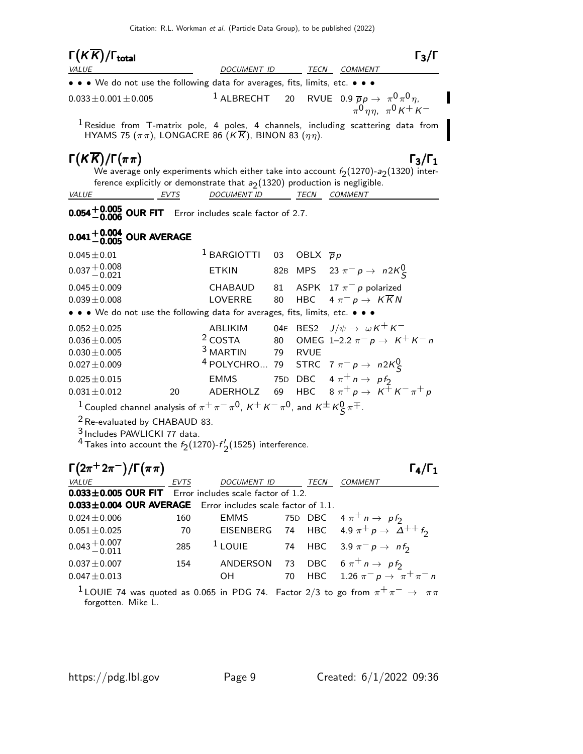## $\Gamma(K\overline{K})/\Gamma_{total}$ $\Gamma_3/\Gamma$

| VALUE | DOCUMENT ID | | TECN | COMMENT |
|---|---|---|---|---|
| • • • We do not use the following data for averages, fits, limits, etc. • • • | | | | |
| $0.033 \pm 0.001 \pm 0.005$ | [1] ALBRECHT | 20 | RVUE | 0.9 $\overline{p}p \to \pi^0\pi^0\eta$, $\pi^0\eta\eta$, $\pi^0 K^+ K^-$ |

[1] Residue from T-matrix pole, 4 poles, 4 channels, including scattering data from HYAMS 75 ($\pi\pi$), LONGACRE 86 ($K\overline{K}$), BINON 83 ($\eta\eta$).

## $\Gamma(K\overline{K})/\Gamma(\pi\pi)$ $\Gamma_3/\Gamma_1$

We average only experiments which either take into account $f_2(1270)$-$a_2(1320)$ interference explicitly or demonstrate that $a_2(1320)$ production is negligible.

| VALUE | EVTS | DOCUMENT ID | | TECN | COMMENT |
|---|---|---|---|---|---|
| **$0.054^{+0.005}_{-0.006}$ OUR FIT** Error includes scale factor of 2.7. | | | | | |
| **$0.041^{+0.004}_{-0.005}$ OUR AVERAGE** | | | | | |
| $0.045 \pm 0.01$ | | [1] BARGIOTTI | 03 | OBLX | $\overline{p}p$ |
| $0.037^{+0.008}_{-0.021}$ | | ETKIN | 82B | MPS | 23 $\pi^- p \to n 2K^0_S$ |
| $0.045 \pm 0.009$ | | CHABAUD | 81 | ASPK | 17 $\pi^- p$ polarized |
| $0.039 \pm 0.008$ | | LOVERRE | 80 | HBC | 4 $\pi^- p \to K\overline{K}N$ |
| • • • We do not use the following data for averages, fits, limits, etc. • • • | | | | | |
| $0.052 \pm 0.025$ | | ABLIKIM | 04E | BES2 | $J/\psi \to \omega K^+ K^-$ |
| $0.036 \pm 0.005$ | | [2] COSTA | 80 | OMEG | 1–2.2 $\pi^- p \to K^+ K^- n$ |
| $0.030 \pm 0.005$ | | [3] MARTIN | 79 | RVUE | |
| $0.027 \pm 0.009$ | | [4] POLYCHRO... | 79 | STRC | 7 $\pi^- p \to n 2K^0_S$ |
| $0.025 \pm 0.015$ | | EMMS | 75D | DBC | 4 $\pi^+ n \to p f_2$ |
| $0.031 \pm 0.012$ | 20 | ADERHOLZ | 69 | HBC | 8 $\pi^+ p \to K^+ K^- \pi^+ p$ |

[1] Coupled channel analysis of $\pi^+\pi^-\pi^0$, $K^+K^-\pi^0$, and $K^\pm K^0_S \pi^\mp$.

[2] Re-evaluated by CHABAUD 83.

[3] Includes PAWLICKI 77 data.

[4] Takes into account the $f_2(1270)$-$f_2'(1525)$ interference.

## $\Gamma(2\pi^+ 2\pi^-)/\Gamma(\pi\pi)$ $\Gamma_4/\Gamma_1$

| VALUE | EVTS | DOCUMENT ID | | TECN | COMMENT |
|---|---|---|---|---|---|
| **$0.033 \pm 0.005$ OUR FIT** Error includes scale factor of 1.2. | | | | | |
| **$0.033 \pm 0.004$ OUR AVERAGE** Error includes scale factor of 1.1. | | | | | |
| $0.024 \pm 0.006$ | 160 | EMMS | 75D | DBC | 4 $\pi^+ n \to p f_2$ |
| $0.051 \pm 0.025$ | 70 | EISENBERG | 74 | HBC | 4.9 $\pi^+ p \to \Delta^{++} f_2$ |
| $0.043^{+0.007}_{-0.011}$ | 285 | [1] LOUIE | 74 | HBC | 3.9 $\pi^- p \to n f_2$ |
| $0.037 \pm 0.007$ | 154 | ANDERSON | 73 | DBC | 6 $\pi^+ n \to p f_2$ |
| $0.047 \pm 0.013$ | | OH | 70 | HBC | 1.26 $\pi^- p \to \pi^+ \pi^- n$ |

[1] LOUIE 74 was quoted as 0.065 in PDG 74. Factor 2/3 to go from $\pi^+\pi^- \to \pi\pi$ forgotten. Mike L.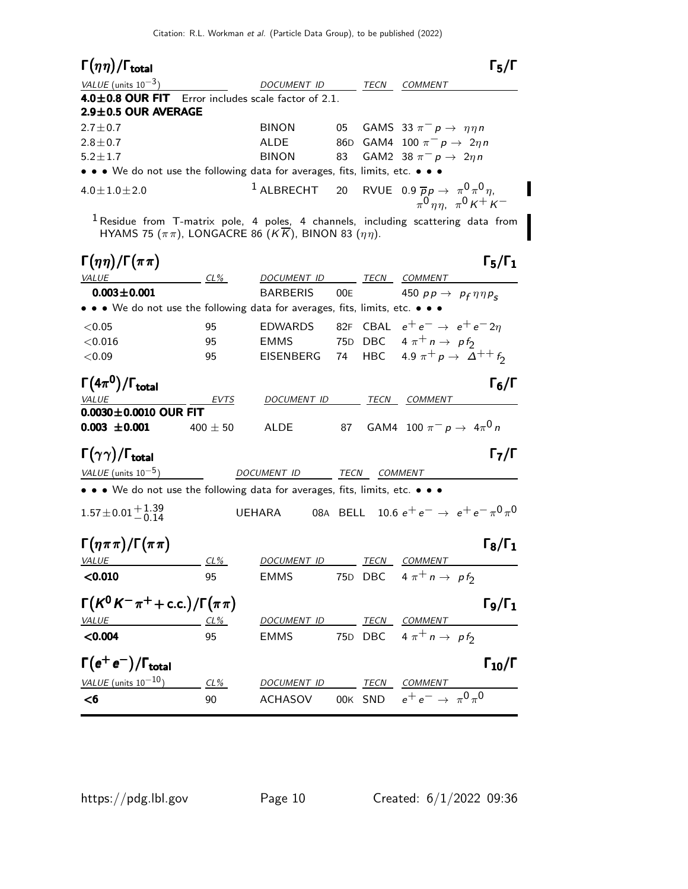### $\Gamma(\eta\eta)/\Gamma_{\text{total}}$ — $\Gamma_5/\Gamma$

| VALUE (units $10^{-3}$) | DOCUMENT ID | | TECN | COMMENT |
|---|---|---|---|---|
| **4.0±0.8 OUR FIT** Error includes scale factor of 2.1. | | | | |
| **2.9±0.5 OUR AVERAGE** | | | | |
| 2.7±0.7 | BINON | 05 | GAMS | 33 $\pi^- p \to \eta\eta n$ |
| 2.8±0.7 | ALDE | 86D | GAM4 | 100 $\pi^- p \to 2\eta n$ |
| 5.2±1.7 | BINON | 83 | GAM2 | 38 $\pi^- p \to 2\eta n$ |
| • • • We do not use the following data for averages, fits, limits, etc. • • • | | | | |
| 4.0±1.0±2.0 | [1] ALBRECHT | 20 | RVUE | 0.9 $\overline{p}p \to \pi^0\pi^0\eta$, $\pi^0\eta\eta$, $\pi^0 K^+ K^-$ |

[1] Residue from T-matrix pole, 4 poles, 4 channels, including scattering data from HYAMS 75 ($\pi\pi$), LONGACRE 86 ($K\overline{K}$), BINON 83 ($\eta\eta$).

### $\Gamma(\eta\eta)/\Gamma(\pi\pi)$ — $\Gamma_5/\Gamma_1$

| VALUE | CL% | DOCUMENT ID | | TECN | COMMENT |
|---|---|---|---|---|---|
| **0.003±0.001** | | BARBERIS | 00E | | 450 $pp \to p_f \eta\eta p_s$ |
| • • • We do not use the following data for averages, fits, limits, etc. • • • | | | | | |
| <0.05 | 95 | EDWARDS | 82F | CBAL | $e^+e^- \to e^+e^- 2\eta$ |
| <0.016 | 95 | EMMS | 75D | DBC | 4 $\pi^+ n \to p f_2$ |
| <0.09 | 95 | EISENBERG | 74 | HBC | 4.9 $\pi^+ p \to \Delta^{++} f_2$ |

### $\Gamma(4\pi^0)/\Gamma_{\text{total}}$ — $\Gamma_6/\Gamma$

| VALUE | EVTS | DOCUMENT ID | | TECN | COMMENT |
|---|---|---|---|---|---|
| **0.0030±0.0010 OUR FIT** | | | | | |
| **0.003 ±0.001** | 400 ± 50 | ALDE | 87 | GAM4 | 100 $\pi^- p \to 4\pi^0 n$ |

### $\Gamma(\gamma\gamma)/\Gamma_{\text{total}}$ — $\Gamma_7/\Gamma$

| VALUE (units $10^{-5}$) | DOCUMENT ID | | TECN | COMMENT |
|---|---|---|---|---|
| • • • We do not use the following data for averages, fits, limits, etc. • • • | | | | |
| $1.57\pm0.01^{+1.39}_{-0.14}$ | UEHARA | 08A | BELL | 10.6 $e^+e^- \to e^+e^-\pi^0\pi^0$ |

### $\Gamma(\eta\pi\pi)/\Gamma(\pi\pi)$ — $\Gamma_8/\Gamma_1$

| VALUE | CL% | DOCUMENT ID | | TECN | COMMENT |
|---|---|---|---|---|---|
| **<0.010** | 95 | EMMS | 75D | DBC | 4 $\pi^+ n \to p f_2$ |

### $\Gamma(K^0 K^- \pi^+ + \text{c.c.})/\Gamma(\pi\pi)$ — $\Gamma_9/\Gamma_1$

| VALUE | CL% | DOCUMENT ID | | TECN | COMMENT |
|---|---|---|---|---|---|
| **<0.004** | 95 | EMMS | 75D | DBC | 4 $\pi^+ n \to p f_2$ |

### $\Gamma(e^+e^-)/\Gamma_{\text{total}}$ — $\Gamma_{10}/\Gamma$

| VALUE (units $10^{-10}$) | CL% | DOCUMENT ID | | TECN | COMMENT |
|---|---|---|---|---|---|
| **<6** | 90 | ACHASOV | 00K | SND | $e^+e^- \to \pi^0\pi^0$ |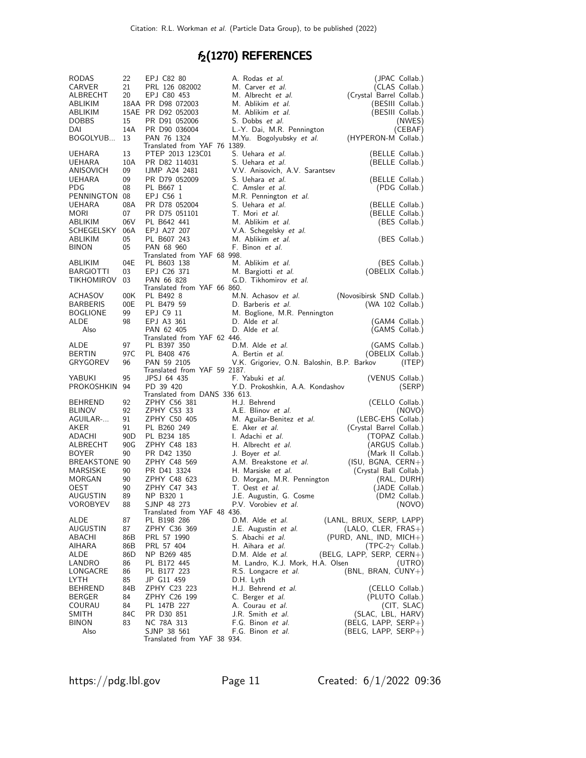# $f_2(1270)$ REFERENCES

| | | | | |
|---|---|---|---|---|
| RODAS | 22 | EPJ C82 80 | A. Rodas *et al.* | (JPAC Collab.) |
| CARVER | 21 | PRL 126 082002 | M. Carver *et al.* | (CLAS Collab.) |
| ALBRECHT | 20 | EPJ C80 453 | M. Albrecht *et al.* | (Crystal Barrel Collab.) |
| ABLIKIM | 18AA | PR D98 072003 | M. Ablikim *et al.* | (BESIII Collab.) |
| ABLIKIM | 15AE | PR D92 052003 | M. Ablikim *et al.* | (BESIII Collab.) |
| DOBBS | 15 | PR D91 052006 | S. Dobbs *et al.* | (NWES) |
| DAI | 14A | PR D90 036004 | L.-Y. Dai, M.R. Pennington | (CEBAF) |
| BOGOLYUB... | 13 | PAN 76 1324 | M.Yu. Bogolyubsky *et al.* | (HYPERON-M Collab.) |
| | | Translated from YAF 76 1389. | | |
| UEHARA | 13 | PTEP 2013 123C01 | S. Uehara *et al.* | (BELLE Collab.) |
| UEHARA | 10A | PR D82 114031 | S. Uehara *et al.* | (BELLE Collab.) |
| ANISOVICH | 09 | IJMP A24 2481 | V.V. Anisovich, A.V. Sarantsev | |
| UEHARA | 09 | PR D79 052009 | S. Uehara *et al.* | (BELLE Collab.) |
| PDG | 08 | PL B667 1 | C. Amsler *et al.* | (PDG Collab.) |
| PENNINGTON | 08 | EPJ C56 1 | M.R. Pennington *et al.* | |
| UEHARA | 08A | PR D78 052004 | S. Uehara *et al.* | (BELLE Collab.) |
| MORI | 07 | PR D75 051101 | T. Mori *et al.* | (BELLE Collab.) |
| ABLIKIM | 06V | PL B642 441 | M. Ablikim *et al.* | (BES Collab.) |
| SCHEGELSKY | 06A | EPJ A27 207 | V.A. Schegelsky *et al.* | |
| ABLIKIM | 05 | PL B607 243 | M. Ablikim *et al.* | (BES Collab.) |
| BINON | 05 | PAN 68 960 | F. Binon *et al.* | |
| | | Translated from YAF 68 998. | | |
| ABLIKIM | 04E | PL B603 138 | M. Ablikim *et al.* | (BES Collab.) |
| BARGIOTTI | 03 | EPJ C26 371 | M. Bargiotti *et al.* | (OBELIX Collab.) |
| TIKHOMIROV | 03 | PAN 66 828 | G.D. Tikhomirov *et al.* | |
| | | Translated from YAF 66 860. | | |
| ACHASOV | 00K | PL B492 8 | M.N. Achasov *et al.* | (Novosibirsk SND Collab.) |
| BARBERIS | 00E | PL B479 59 | D. Barberis *et al.* | (WA 102 Collab.) |
| BOGLIONE | 99 | EPJ C9 11 | M. Boglione, M.R. Pennington | |
| ALDE | 98 | EPJ A3 361 | D. Alde *et al.* | (GAM4 Collab.) |
| Also | | PAN 62 405 | D. Alde *et al.* | (GAMS Collab.) |
| | | Translated from YAF 62 446. | | |
| ALDE | 97 | PL B397 350 | D.M. Alde *et al.* | (GAMS Collab.) |
| BERTIN | 97C | PL B408 476 | A. Bertin *et al.* | (OBELIX Collab.) |
| GRYGOREV | 96 | PAN 59 2105 | V.K. Grigoriev, O.N. Baloshin, B.P. Barkov | (ITEP) |
| | | Translated from YAF 59 2187. | | |
| YABUKI | 95 | JPSJ 64 435 | F. Yabuki *et al.* | (VENUS Collab.) |
| PROKOSHKIN | 94 | PD 39 420 | Y.D. Prokoshkin, A.A. Kondashov | (SERP) |
| | | Translated from DANS 336 613. | | |
| BEHREND | 92 | ZPHY C56 381 | H.J. Behrend | (CELLO Collab.) |
| BLINOV | 92 | ZPHY C53 33 | A.E. Blinov *et al.* | (NOVO) |
| AGUILAR-... | 91 | ZPHY C50 405 | M. Aguilar-Benitez *et al.* | (LEBC-EHS Collab.) |
| AKER | 91 | PL B260 249 | E. Aker *et al.* | (Crystal Barrel Collab.) |
| ADACHI | 90D | PL B234 185 | I. Adachi *et al.* | (TOPAZ Collab.) |
| ALBRECHT | 90G | ZPHY C48 183 | H. Albrecht *et al.* | (ARGUS Collab.) |
| BOYER | 90 | PR D42 1350 | J. Boyer *et al.* | (Mark II Collab.) |
| BREAKSTONE | 90 | ZPHY C48 569 | A.M. Breakstone *et al.* | (ISU, BGNA, CERN+) |
| MARSISKE | 90 | PR D41 3324 | H. Marsiske *et al.* | (Crystal Ball Collab.) |
| MORGAN | 90 | ZPHY C48 623 | D. Morgan, M.R. Pennington | (RAL, DURH) |
| OEST | 90 | ZPHY C47 343 | T. Oest *et al.* | (JADE Collab.) |
| AUGUSTIN | 89 | NP B320 1 | J.E. Augustin, G. Cosme | (DM2 Collab.) |
| VOROBYEV | 88 | SJNP 48 273 | P.V. Vorobiev *et al.* | (NOVO) |
| | | Translated from YAF 48 436. | | |
| ALDE | 87 | PL B198 286 | D.M. Alde *et al.* | (LANL, BRUX, SERP, LAPP) |
| AUGUSTIN | 87 | ZPHY C36 369 | J.E. Augustin *et al.* | (LALO, CLER, FRAS+) |
| ABACHI | 86B | PRL 57 1990 | S. Abachi *et al.* | (PURD, ANL, IND, MICH+) |
| AIHARA | 86B | PRL 57 404 | H. Aihara *et al.* | (TPC-2$\gamma$ Collab.) |
| ALDE | 86D | NP B269 485 | D.M. Alde *et al.* | (BELG, LAPP, SERP, CERN+) |
| LANDRO | 86 | PL B172 445 | M. Landro, K.J. Mork, H.A. Olsen | (UTRO) |
| LONGACRE | 86 | PL B177 223 | R.S. Longacre *et al.* | (BNL, BRAN, CUNY+) |
| LYTH | 85 | JP G11 459 | D.H. Lyth | |
| BEHREND | 84B | ZPHY C23 223 | H.J. Behrend *et al.* | (CELLO Collab.) |
| BERGER | 84 | ZPHY C26 199 | C. Berger *et al.* | (PLUTO Collab.) |
| COURAU | 84 | PL 147B 227 | A. Courau *et al.* | (CIT, SLAC) |
| SMITH | 84C | PR D30 851 | J.R. Smith *et al.* | (SLAC, LBL, HARV) |
| BINON | 83 | NC 78A 313 | F.G. Binon *et al.* | (BELG, LAPP, SERP+) |
| Also | | SJNP 38 561 | F.G. Binon *et al.* | (BELG, LAPP, SERP+) |
| | | Translated from YAF 38 934. | | |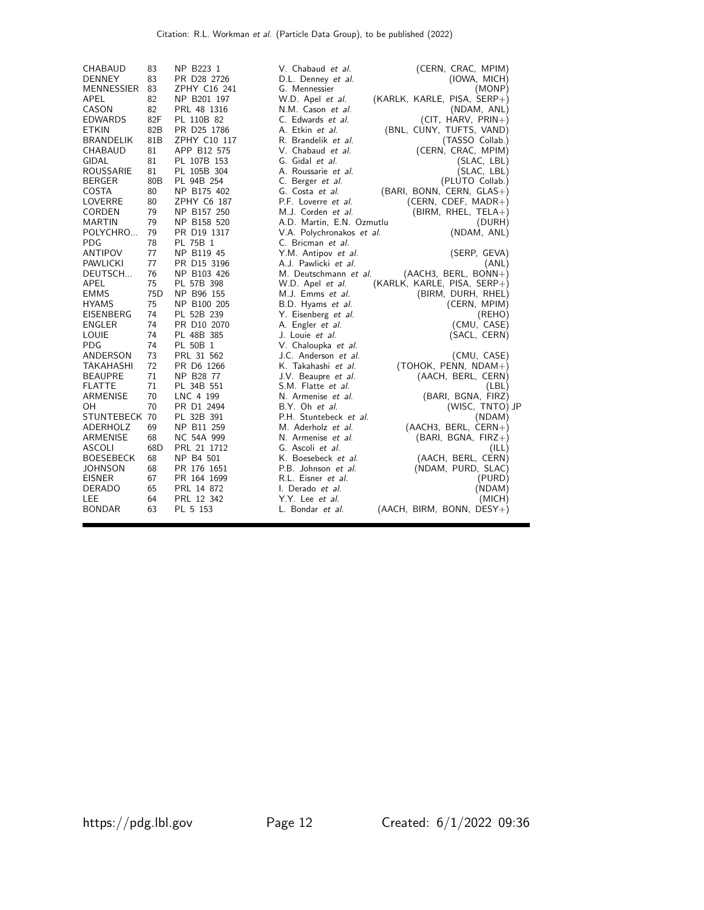| | | | | |
|---|---|---|---|---|
| CHABAUD | 83 | NP B223 1 | V. Chabaud *et al.* | (CERN, CRAC, MPIM) |
| DENNEY | 83 | PR D28 2726 | D.L. Denney *et al.* | (IOWA, MICH) |
| MENNESSIER | 83 | ZPHY C16 241 | G. Mennessier | (MONP) |
| APEL | 82 | NP B201 197 | W.D. Apel *et al.* | (KARLK, KARLE, PISA, SERP+) |
| CASON | 82 | PRL 48 1316 | N.M. Cason *et al.* | (NDAM, ANL) |
| EDWARDS | 82F | PL 110B 82 | C. Edwards *et al.* | (CIT, HARV, PRIN+) |
| ETKIN | 82B | PR D25 1786 | A. Etkin *et al.* | (BNL, CUNY, TUFTS, VAND) |
| BRANDELIK | 81B | ZPHY C10 117 | R. Brandelik *et al.* | (TASSO Collab.) |
| CHABAUD | 81 | APP B12 575 | V. Chabaud *et al.* | (CERN, CRAC, MPIM) |
| GIDAL | 81 | PL 107B 153 | G. Gidal *et al.* | (SLAC, LBL) |
| ROUSSARIE | 81 | PL 105B 304 | A. Roussarie *et al.* | (SLAC, LBL) |
| BERGER | 80B | PL 94B 254 | C. Berger *et al.* | (PLUTO Collab.) |
| COSTA | 80 | NP B175 402 | G. Costa *et al.* | (BARI, BONN, CERN, GLAS+) |
| LOVERRE | 80 | ZPHY C6 187 | P.F. Loverre *et al.* | (CERN, CDEF, MADR+) |
| CORDEN | 79 | NP B157 250 | M.J. Corden *et al.* | (BIRM, RHEL, TELA+) |
| MARTIN | 79 | NP B158 520 | A.D. Martin, E.N. Ozmutlu | (DURH) |
| POLYCHRO... | 79 | PR D19 1317 | V.A. Polychronakos *et al.* | (NDAM, ANL) |
| PDG | 78 | PL 75B 1 | C. Bricman *et al.* | |
| ANTIPOV | 77 | NP B119 45 | Y.M. Antipov *et al.* | (SERP, GEVA) |
| PAWLICKI | 77 | PR D15 3196 | A.J. Pawlicki *et al.* | (ANL) |
| DEUTSCH... | 76 | NP B103 426 | M. Deutschmann *et al.* | (AACH3, BERL, BONN+) |
| APEL | 75 | PL 57B 398 | W.D. Apel *et al.* | (KARLK, KARLE, PISA, SERP+) |
| EMMS | 75D | NP B96 155 | M.J. Emms *et al.* | (BIRM, DURH, RHEL) |
| HYAMS | 75 | NP B100 205 | B.D. Hyams *et al.* | (CERN, MPIM) |
| EISENBERG | 74 | PL 52B 239 | Y. Eisenberg *et al.* | (REHO) |
| ENGLER | 74 | PR D10 2070 | A. Engler *et al.* | (CMU, CASE) |
| LOUIE | 74 | PL 48B 385 | J. Louie *et al.* | (SACL, CERN) |
| PDG | 74 | PL 50B 1 | V. Chaloupka *et al.* | |
| ANDERSON | 73 | PRL 31 562 | J.C. Anderson *et al.* | (CMU, CASE) |
| TAKAHASHI | 72 | PR D6 1266 | K. Takahashi *et al.* | (TOHOK, PENN, NDAM+) |
| BEAUPRE | 71 | NP B28 77 | J.V. Beaupre *et al.* | (AACH, BERL, CERN) |
| FLATTE | 71 | PL 34B 551 | S.M. Flatte *et al.* | (LBL) |
| ARMENISE | 70 | LNC 4 199 | N. Armenise *et al.* | (BARI, BGNA, FIRZ) |
| OH | 70 | PR D1 2494 | B.Y. Oh *et al.* | (WISC, TNTO) JP |
| STUNTEBECK | 70 | PL 32B 391 | P.H. Stuntebeck *et al.* | (NDAM) |
| ADERHOLZ | 69 | NP B11 259 | M. Aderholz *et al.* | (AACH3, BERL, CERN+) |
| ARMENISE | 68 | NC 54A 999 | N. Armenise *et al.* | (BARI, BGNA, FIRZ+) |
| ASCOLI | 68D | PRL 21 1712 | G. Ascoli *et al.* | (ILL) |
| BOESEBECK | 68 | NP B4 501 | K. Boesebeck *et al.* | (AACH, BERL, CERN) |
| JOHNSON | 68 | PR 176 1651 | P.B. Johnson *et al.* | (NDAM, PURD, SLAC) |
| EISNER | 67 | PR 164 1699 | R.L. Eisner *et al.* | (PURD) |
| DERADO | 65 | PRL 14 872 | I. Derado *et al.* | (NDAM) |
| LEE | 64 | PRL 12 342 | Y.Y. Lee *et al.* | (MICH) |
| BONDAR | 63 | PL 5 153 | L. Bondar *et al.* | (AACH, BIRM, BONN, DESY+) |